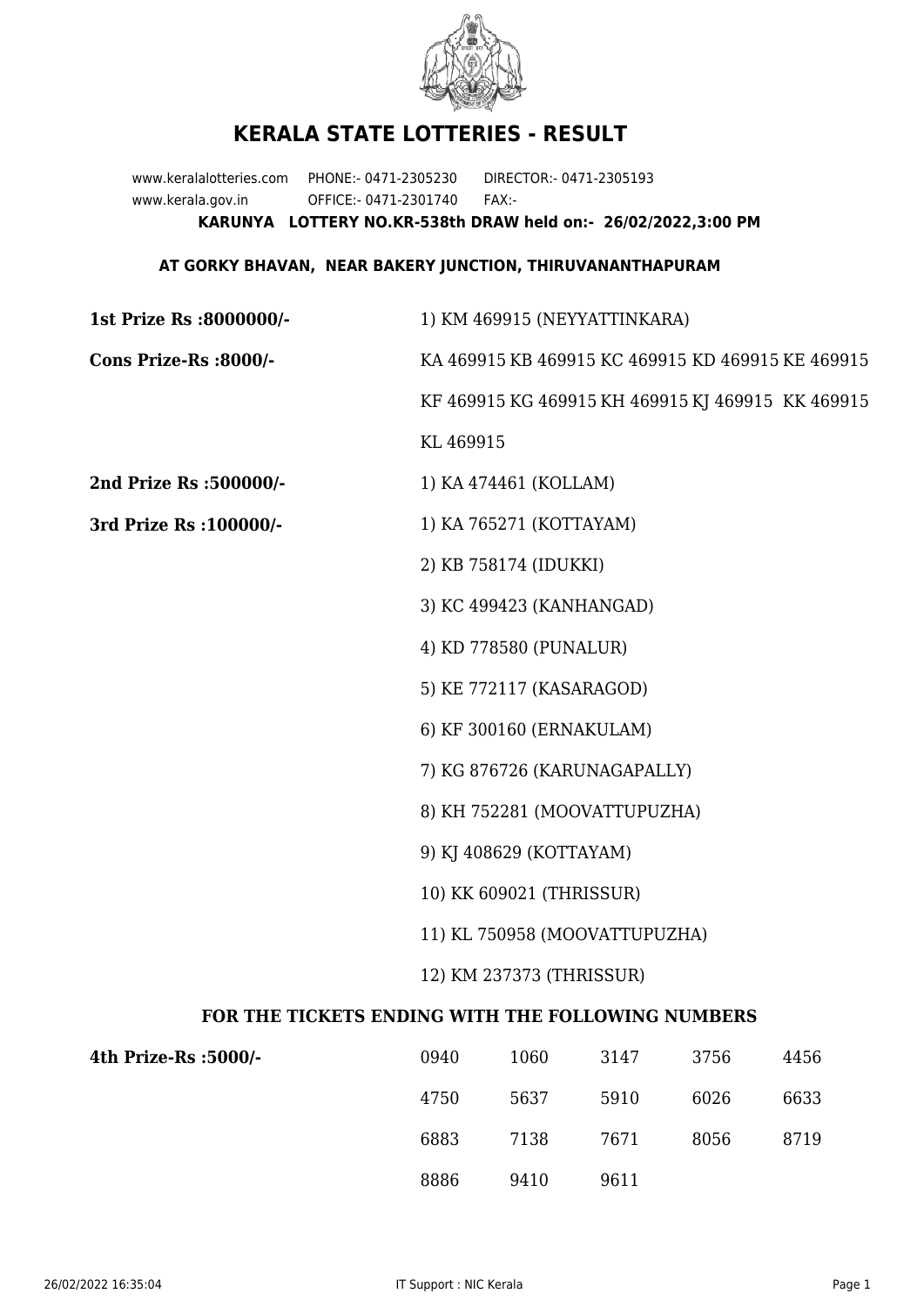# KERALA STATE LOTTERIES - RESULT

www.keralalotteries.com PHONE:- 0471-2305230 DIRECTOR:- 0471-2305193
www.kerala.gov.in OFFICE:- 0471-2301740 FAX:-

**KARUNYA LOTTERY NO.KR-538th DRAW held on:- 26/02/2022,3:00 PM**

**AT GORKY BHAVAN, NEAR BAKERY JUNCTION, THIRUVANANTHAPURAM**

**1st Prize Rs :8000000/-** 1) KM 469915 (NEYYATTINKARA)

**Cons Prize-Rs :8000/-** KA 469915 KB 469915 KC 469915 KD 469915 KE 469915 KF 469915 KG 469915 KH 469915 KJ 469915 KK 469915 KL 469915

**2nd Prize Rs :500000/-** 1) KA 474461 (KOLLAM)

**3rd Prize Rs :100000/-**

1) KA 765271 (KOTTAYAM)
2) KB 758174 (IDUKKI)
3) KC 499423 (KANHANGAD)
4) KD 778580 (PUNALUR)
5) KE 772117 (KASARAGOD)
6) KF 300160 (ERNAKULAM)
7) KG 876726 (KARUNAGAPALLY)
8) KH 752281 (MOOVATTUPUZHA)
9) KJ 408629 (KOTTAYAM)
10) KK 609021 (THRISSUR)
11) KL 750958 (MOOVATTUPUZHA)
12) KM 237373 (THRISSUR)

**FOR THE TICKETS ENDING WITH THE FOLLOWING NUMBERS**

**4th Prize-Rs :5000/-**

| | | | | |
|---|---|---|---|---|
| 0940 | 1060 | 3147 | 3756 | 4456 |
| 4750 | 5637 | 5910 | 6026 | 6633 |
| 6883 | 7138 | 7671 | 8056 | 8719 |
| 8886 | 9410 | 9611 | | |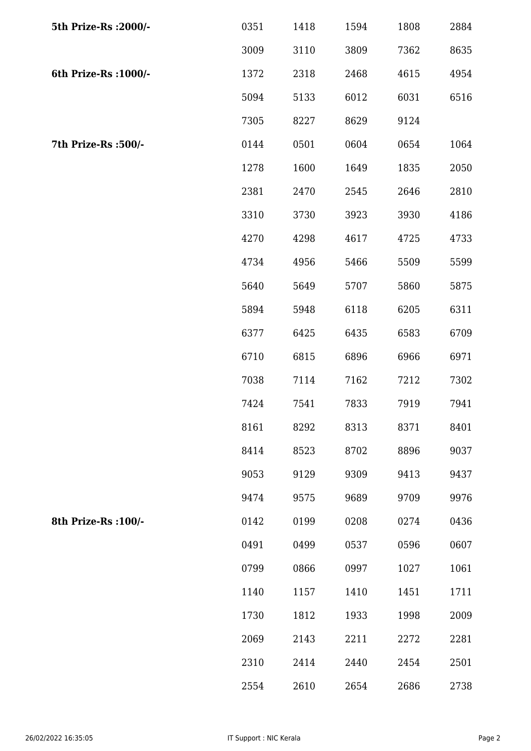| | | | | | |
|---|---|---|---|---|---|
| **5th Prize-Rs :2000/-** | 0351 | 1418 | 1594 | 1808 | 2884 |
| | 3009 | 3110 | 3809 | 7362 | 8635 |
| **6th Prize-Rs :1000/-** | 1372 | 2318 | 2468 | 4615 | 4954 |
| | 5094 | 5133 | 6012 | 6031 | 6516 |
| | 7305 | 8227 | 8629 | 9124 | |
| **7th Prize-Rs :500/-** | 0144 | 0501 | 0604 | 0654 | 1064 |
| | 1278 | 1600 | 1649 | 1835 | 2050 |
| | 2381 | 2470 | 2545 | 2646 | 2810 |
| | 3310 | 3730 | 3923 | 3930 | 4186 |
| | 4270 | 4298 | 4617 | 4725 | 4733 |
| | 4734 | 4956 | 5466 | 5509 | 5599 |
| | 5640 | 5649 | 5707 | 5860 | 5875 |
| | 5894 | 5948 | 6118 | 6205 | 6311 |
| | 6377 | 6425 | 6435 | 6583 | 6709 |
| | 6710 | 6815 | 6896 | 6966 | 6971 |
| | 7038 | 7114 | 7162 | 7212 | 7302 |
| | 7424 | 7541 | 7833 | 7919 | 7941 |
| | 8161 | 8292 | 8313 | 8371 | 8401 |
| | 8414 | 8523 | 8702 | 8896 | 9037 |
| | 9053 | 9129 | 9309 | 9413 | 9437 |
| | 9474 | 9575 | 9689 | 9709 | 9976 |
| **8th Prize-Rs :100/-** | 0142 | 0199 | 0208 | 0274 | 0436 |
| | 0491 | 0499 | 0537 | 0596 | 0607 |
| | 0799 | 0866 | 0997 | 1027 | 1061 |
| | 1140 | 1157 | 1410 | 1451 | 1711 |
| | 1730 | 1812 | 1933 | 1998 | 2009 |
| | 2069 | 2143 | 2211 | 2272 | 2281 |
| | 2310 | 2414 | 2440 | 2454 | 2501 |
| | 2554 | 2610 | 2654 | 2686 | 2738 |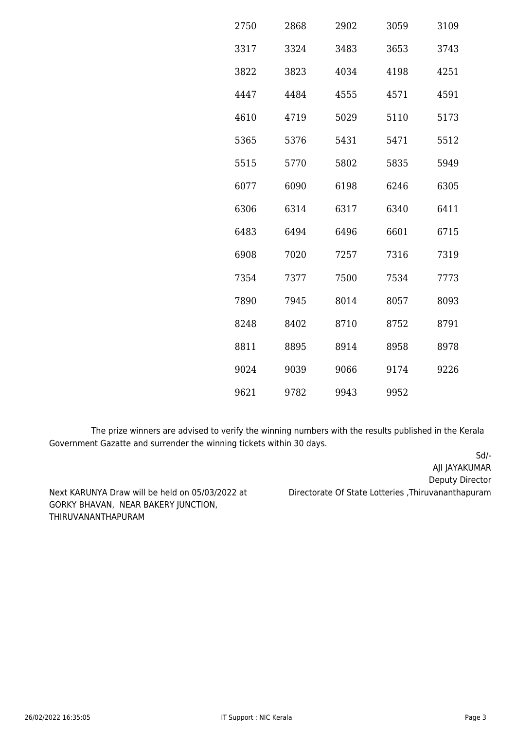| | | | | |
|---|---|---|---|---|
| 2750 | 2868 | 2902 | 3059 | 3109 |
| 3317 | 3324 | 3483 | 3653 | 3743 |
| 3822 | 3823 | 4034 | 4198 | 4251 |
| 4447 | 4484 | 4555 | 4571 | 4591 |
| 4610 | 4719 | 5029 | 5110 | 5173 |
| 5365 | 5376 | 5431 | 5471 | 5512 |
| 5515 | 5770 | 5802 | 5835 | 5949 |
| 6077 | 6090 | 6198 | 6246 | 6305 |
| 6306 | 6314 | 6317 | 6340 | 6411 |
| 6483 | 6494 | 6496 | 6601 | 6715 |
| 6908 | 7020 | 7257 | 7316 | 7319 |
| 7354 | 7377 | 7500 | 7534 | 7773 |
| 7890 | 7945 | 8014 | 8057 | 8093 |
| 8248 | 8402 | 8710 | 8752 | 8791 |
| 8811 | 8895 | 8914 | 8958 | 8978 |
| 9024 | 9039 | 9066 | 9174 | 9226 |
| 9621 | 9782 | 9943 | 9952 | |

The prize winners are advised to verify the winning numbers with the results published in the Kerala Government Gazatte and surrender the winning tickets within 30 days.

Sd/-
AJI JAYAKUMAR
Deputy Director
Directorate Of State Lotteries ,Thiruvananthapuram

Next KARUNYA Draw will be held on 05/03/2022 at GORKY BHAVAN, NEAR BAKERY JUNCTION, THIRUVANANTHAPURAM

26/02/2022 16:35:05 IT Support : NIC Kerala